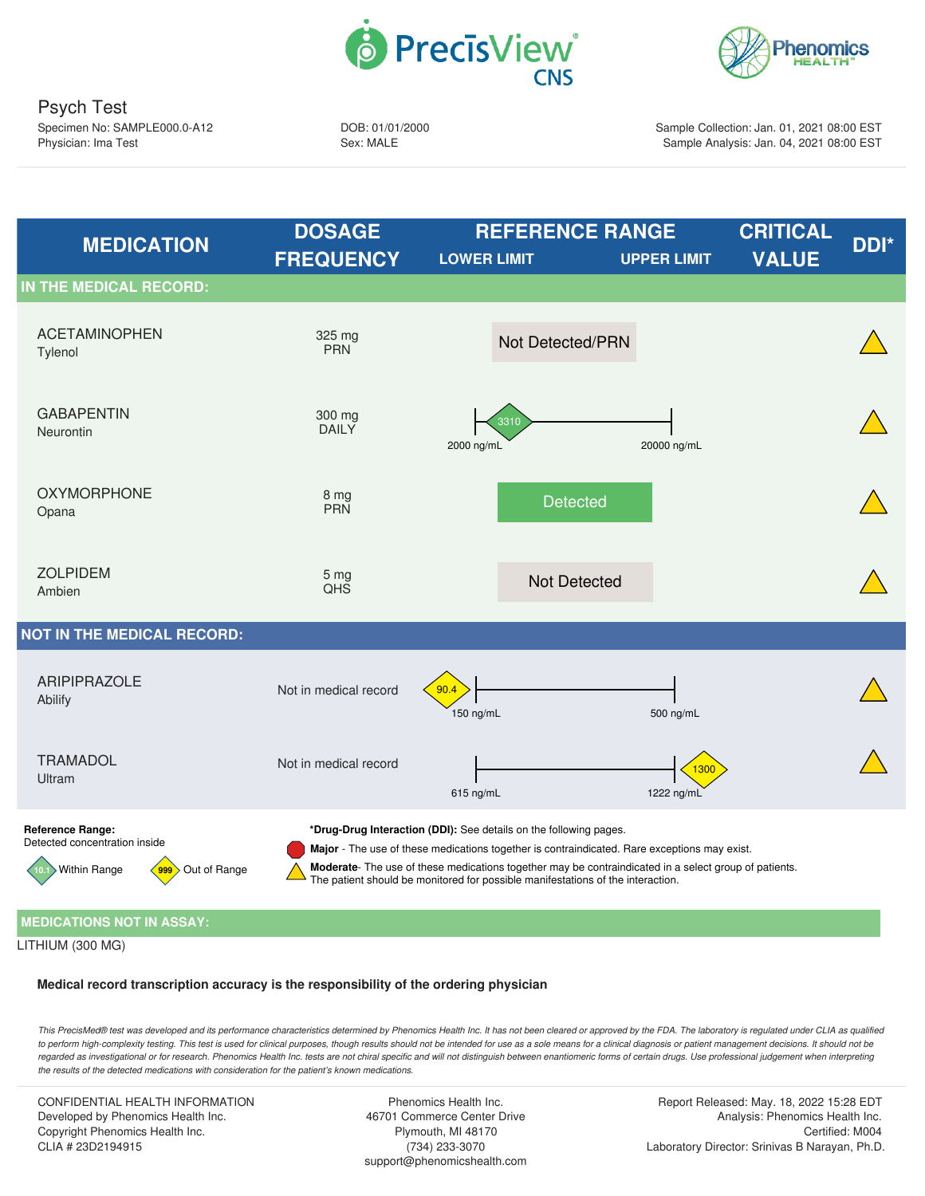PrecisView® CNS

Phenomics HEALTH™

# Psych Test

Specimen No: SAMPLE000.0-A12
Physician: Ima Test

DOB: 01/01/2000
Sex: MALE

Sample Collection: Jan. 01, 2021 08:00 EST
Sample Analysis: Jan. 04, 2021 08:00 EST

| MEDICATION | DOSAGE FREQUENCY | REFERENCE RANGE LOWER LIMIT | REFERENCE RANGE UPPER LIMIT | RESULT | CRITICAL VALUE | DDI* |
|---|---|---|---|---|---|---|
| **IN THE MEDICAL RECORD:** | | | | | | |
| ACETAMINOPHEN Tylenol | 325 mg PRN | | | Not Detected/PRN | | Moderate |
| GABAPENTIN Neurontin | 300 mg DAILY | 2000 ng/mL | 20000 ng/mL | 3310 (Within Range) | | Moderate |
| OXYMORPHONE Opana | 8 mg PRN | | | Detected | | Moderate |
| ZOLPIDEM Ambien | 5 mg QHS | | | Not Detected | | Moderate |
| **NOT IN THE MEDICAL RECORD:** | | | | | | |
| ARIPIPRAZOLE Abilify | Not in medical record | 150 ng/mL | 500 ng/mL | 90.4 (Out of Range) | | Moderate |
| TRAMADOL Ultram | Not in medical record | 615 ng/mL | 1222 ng/mL | 1300 (Out of Range) | | Moderate |

**Reference Range:**
Detected concentration inside

- 10.1 Within Range
- 999 Out of Range

***Drug-Drug Interaction (DDI):** See details on the following pages.

- **Major** - The use of these medications together is contraindicated. Rare exceptions may exist.
- **Moderate**- The use of these medications together may be contraindicated in a select group of patients. The patient should be monitored for possible manifestations of the interaction.

## MEDICATIONS NOT IN ASSAY:

LITHIUM (300 MG)

**Medical record transcription accuracy is the responsibility of the ordering physician**

*This PrecisMed® test was developed and its performance characteristics determined by Phenomics Health Inc. It has not been cleared or approved by the FDA. The laboratory is regulated under CLIA as qualified to perform high-complexity testing. This test is used for clinical purposes, though results should not be intended for use as a sole means for a clinical diagnosis or patient management decisions. It should not be regarded as investigational or for research. Phenomics Health Inc. tests are not chiral specific and will not distinguish between enantiomeric forms of certain drugs. Use professional judgement when interpreting the results of the detected medications with consideration for the patient's known medications.*

CONFIDENTIAL HEALTH INFORMATION
Developed by Phenomics Health Inc.
Copyright Phenomics Health Inc.
CLIA # 23D2194915

Phenomics Health Inc.
46701 Commerce Center Drive
Plymouth, MI 48170
(734) 233-3070
support@phenomicshealth.com

Report Released: May. 18, 2022 15:28 EDT
Analysis: Phenomics Health Inc.
Certified: M004
Laboratory Director: Srinivas B Narayan, Ph.D.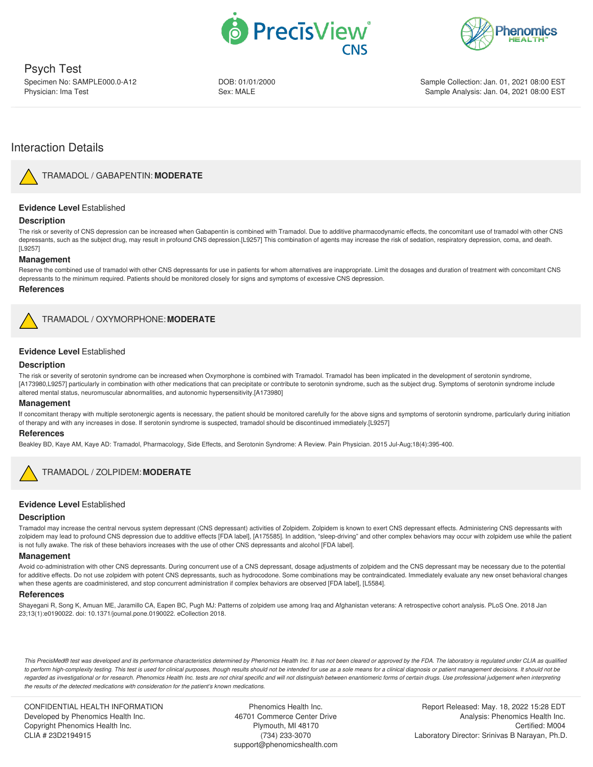Psych Test

Specimen No: SAMPLE000.0-A12
Physician: Ima Test

DOB: 01/01/2000
Sex: MALE

Sample Collection: Jan. 01, 2021 08:00 EST
Sample Analysis: Jan. 04, 2021 08:00 EST

# Interaction Details

## TRAMADOL / GABAPENTIN: **MODERATE**

**Evidence Level** Established

### Description

The risk or severity of CNS depression can be increased when Gabapentin is combined with Tramadol. Due to additive pharmacodynamic effects, the concomitant use of tramadol with other CNS depressants, such as the subject drug, may result in profound CNS depression.[L9257] This combination of agents may increase the risk of sedation, respiratory depression, coma, and death.[L9257]

### Management

Reserve the combined use of tramadol with other CNS depressants for use in patients for whom alternatives are inappropriate. Limit the dosages and duration of treatment with concomitant CNS depressants to the minimum required. Patients should be monitored closely for signs and symptoms of excessive CNS depression.

### References

## TRAMADOL / OXYMORPHONE: **MODERATE**

**Evidence Level** Established

### Description

The risk or severity of serotonin syndrome can be increased when Oxymorphone is combined with Tramadol. Tramadol has been implicated in the development of serotonin syndrome,[A173980,L9257] particularly in combination with other medications that can precipitate or contribute to serotonin syndrome, such as the subject drug. Symptoms of serotonin syndrome include altered mental status, neuromuscular abnormalities, and autonomic hypersensitivity.[A173980]

### Management

If concomitant therapy with multiple serotonergic agents is necessary, the patient should be monitored carefully for the above signs and symptoms of serotonin syndrome, particularly during initiation of therapy and with any increases in dose. If serotonin syndrome is suspected, tramadol should be discontinued immediately.[L9257]

### References

Beakley BD, Kaye AM, Kaye AD: Tramadol, Pharmacology, Side Effects, and Serotonin Syndrome: A Review. Pain Physician. 2015 Jul-Aug;18(4):395-400.

## TRAMADOL / ZOLPIDEM: **MODERATE**

**Evidence Level** Established

### Description

Tramadol may increase the central nervous system depressant (CNS depressant) activities of Zolpidem. Zolpidem is known to exert CNS depressant effects. Administering CNS depressants with zolpidem may lead to profound CNS depression due to additive effects [FDA label], [A175585]. In addition, "sleep-driving" and other complex behaviors may occur with zolpidem use while the patient is not fully awake. The risk of these behaviors increases with the use of other CNS depressants and alcohol [FDA label].

### Management

Avoid co-administration with other CNS depressants. During concurrent use of a CNS depressant, dosage adjustments of zolpidem and the CNS depressant may be necessary due to the potential for additive effects. Do not use zolpidem with potent CNS depressants, such as hydrocodone. Some combinations may be contraindicated. Immediately evaluate any new onset behavioral changes when these agents are coadministered, and stop concurrent administration if complex behaviors are observed [FDA label], [L5584].

### References

Shayegani R, Song K, Amuan ME, Jaramillo CA, Eapen BC, Pugh MJ: Patterns of zolpidem use among Iraq and Afghanistan veterans: A retrospective cohort analysis. PLoS One. 2018 Jan 23;13(1):e0190022. doi: 10.1371/journal.pone.0190022. eCollection 2018.

*This PrecisMed® test was developed and its performance characteristics determined by Phenomics Health Inc. It has not been cleared or approved by the FDA. The laboratory is regulated under CLIA as qualified to perform high-complexity testing. This test is used for clinical purposes, though results should not be intended for use as a sole means for a clinical diagnosis or patient management decisions. It should not be regarded as investigational or for research. Phenomics Health Inc. tests are not chiral specific and will not distinguish between enantiomeric forms of certain drugs. Use professional judgement when interpreting the results of the detected medications with consideration for the patient's known medications.*

CONFIDENTIAL HEALTH INFORMATION
Developed by Phenomics Health Inc.
Copyright Phenomics Health Inc.
CLIA # 23D2194915

Phenomics Health Inc.
46701 Commerce Center Drive
Plymouth, MI 48170
(734) 233-3070
support@phenomicshealth.com

Report Released: May. 18, 2022 15:28 EDT
Analysis: Phenomics Health Inc.
Certified: M004
Laboratory Director: Srinivas B Narayan, Ph.D.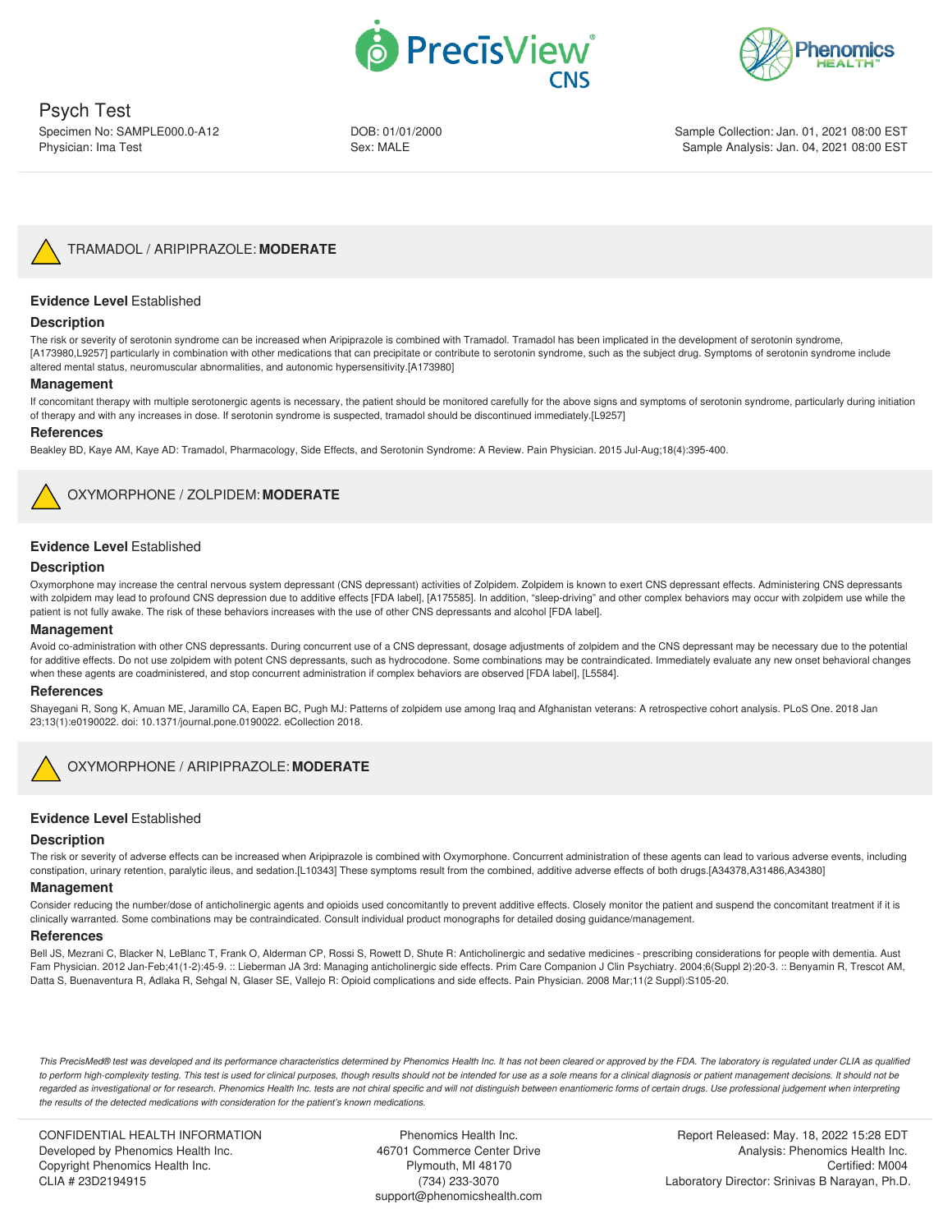Psych Test

Specimen No: SAMPLE000.0-A12
Physician: Ima Test

DOB: 01/01/2000
Sex: MALE

Sample Collection: Jan. 01, 2021 08:00 EST
Sample Analysis: Jan. 04, 2021 08:00 EST

## TRAMADOL / ARIPIPRAZOLE: **MODERATE**

**Evidence Level** Established

### Description

The risk or severity of serotonin syndrome can be increased when Aripiprazole is combined with Tramadol. Tramadol has been implicated in the development of serotonin syndrome, [A173980,L9257] particularly in combination with other medications that can precipitate or contribute to serotonin syndrome, such as the subject drug. Symptoms of serotonin syndrome include altered mental status, neuromuscular abnormalities, and autonomic hypersensitivity.[A173980]

### Management

If concomitant therapy with multiple serotonergic agents is necessary, the patient should be monitored carefully for the above signs and symptoms of serotonin syndrome, particularly during initiation of therapy and with any increases in dose. If serotonin syndrome is suspected, tramadol should be discontinued immediately.[L9257]

### References

Beakley BD, Kaye AM, Kaye AD: Tramadol, Pharmacology, Side Effects, and Serotonin Syndrome: A Review. Pain Physician. 2015 Jul-Aug;18(4):395-400.

## OXYMORPHONE / ZOLPIDEM: **MODERATE**

**Evidence Level** Established

### Description

Oxymorphone may increase the central nervous system depressant (CNS depressant) activities of Zolpidem. Zolpidem is known to exert CNS depressant effects. Administering CNS depressants with zolpidem may lead to profound CNS depression due to additive effects [FDA label], [A175585]. In addition, "sleep-driving" and other complex behaviors may occur with zolpidem use while the patient is not fully awake. The risk of these behaviors increases with the use of other CNS depressants and alcohol [FDA label].

### Management

Avoid co-administration with other CNS depressants. During concurrent use of a CNS depressant, dosage adjustments of zolpidem and the CNS depressant may be necessary due to the potential for additive effects. Do not use zolpidem with potent CNS depressants, such as hydrocodone. Some combinations may be contraindicated. Immediately evaluate any new onset behavioral changes when these agents are coadministered, and stop concurrent administration if complex behaviors are observed [FDA label], [L5584].

### References

Shayegani R, Song K, Amuan ME, Jaramillo CA, Eapen BC, Pugh MJ: Patterns of zolpidem use among Iraq and Afghanistan veterans: A retrospective cohort analysis. PLoS One. 2018 Jan 23;13(1):e0190022. doi: 10.1371/journal.pone.0190022. eCollection 2018.

## OXYMORPHONE / ARIPIPRAZOLE: **MODERATE**

**Evidence Level** Established

### Description

The risk or severity of adverse effects can be increased when Aripiprazole is combined with Oxymorphone. Concurrent administration of these agents can lead to various adverse events, including constipation, urinary retention, paralytic ileus, and sedation.[L10343] These symptoms result from the combined, additive adverse effects of both drugs.[A34378,A31486,A34380]

### Management

Consider reducing the number/dose of anticholinergic agents and opioids used concomitantly to prevent additive effects. Closely monitor the patient and suspend the concomitant treatment if it is clinically warranted. Some combinations may be contraindicated. Consult individual product monographs for detailed dosing guidance/management.

### References

Bell JS, Mezrani C, Blacker N, LeBlanc T, Frank O, Alderman CP, Rossi S, Rowett D, Shute R: Anticholinergic and sedative medicines - prescribing considerations for people with dementia. Aust Fam Physician. 2012 Jan-Feb;41(1-2):45-9. :: Lieberman JA 3rd: Managing anticholinergic side effects. Prim Care Companion J Clin Psychiatry. 2004;6(Suppl 2):20-3. :: Benyamin R, Trescot AM, Datta S, Buenaventura R, Adlaka R, Sehgal N, Glaser SE, Vallejo R: Opioid complications and side effects. Pain Physician. 2008 Mar;11(2 Suppl):S105-20.

*This PrecisMed® test was developed and its performance characteristics determined by Phenomics Health Inc. It has not been cleared or approved by the FDA. The laboratory is regulated under CLIA as qualified to perform high-complexity testing. This test is used for clinical purposes, though results should not be intended for use as a sole means for a clinical diagnosis or patient management decisions. It should not be regarded as investigational or for research. Phenomics Health Inc. tests are not chiral specific and will not distinguish between enantiomeric forms of certain drugs. Use professional judgement when interpreting the results of the detected medications with consideration for the patient's known medications.*

CONFIDENTIAL HEALTH INFORMATION
Developed by Phenomics Health Inc.
Copyright Phenomics Health Inc.
CLIA # 23D2194915

Phenomics Health Inc.
46701 Commerce Center Drive
Plymouth, MI 48170
(734) 233-3070
support@phenomicshealth.com

Report Released: May. 18, 2022 15:28 EDT
Analysis: Phenomics Health Inc.
Certified: M004
Laboratory Director: Srinivas B Narayan, Ph.D.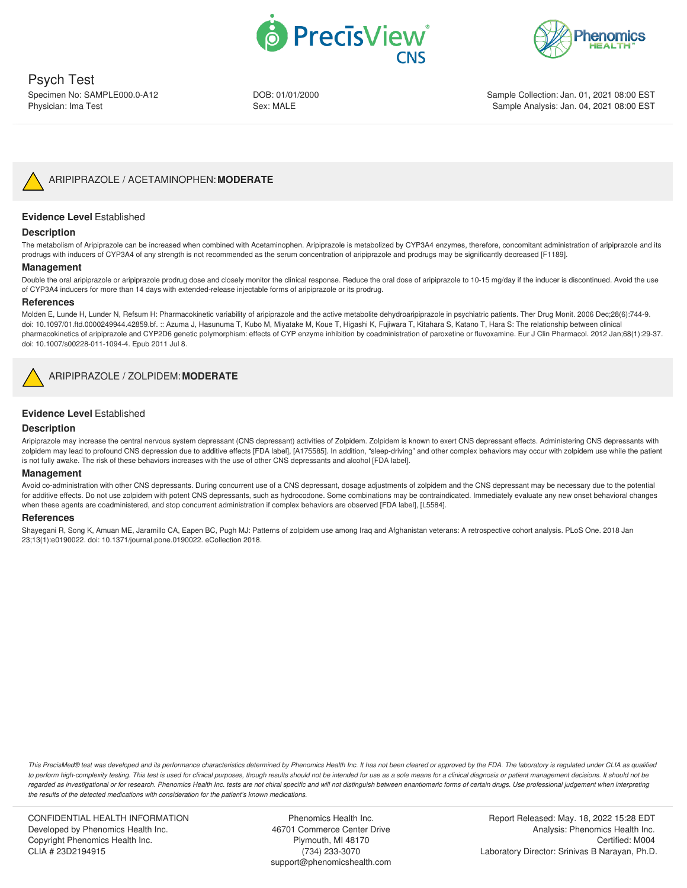# Psych Test

Specimen No: SAMPLE000.0-A12
Physician: Ima Test

DOB: 01/01/2000
Sex: MALE

Sample Collection: Jan. 01, 2021 08:00 EST
Sample Analysis: Jan. 04, 2021 08:00 EST

## ARIPIPRAZOLE / ACETAMINOPHEN: **MODERATE**

**Evidence Level** Established

### Description

The metabolism of Aripiprazole can be increased when combined with Acetaminophen. Aripiprazole is metabolized by CYP3A4 enzymes, therefore, concomitant administration of aripiprazole and its prodrugs with inducers of CYP3A4 of any strength is not recommended as the serum concentration of aripiprazole and prodrugs may be significantly decreased [F1189].

### Management

Double the oral aripiprazole or aripiprazole prodrug dose and closely monitor the clinical response. Reduce the oral dose of aripiprazole to 10-15 mg/day if the inducer is discontinued. Avoid the use of CYP3A4 inducers for more than 14 days with extended-release injectable forms of aripiprazole or its prodrug.

### References

Molden E, Lunde H, Lunder N, Refsum H: Pharmacokinetic variability of aripiprazole and the active metabolite dehydroaripiprazole in psychiatric patients. Ther Drug Monit. 2006 Dec;28(6):744-9. doi: 10.1097/01.ftd.0000249944.42859.bf. :: Azuma J, Hasunuma T, Kubo M, Miyatake M, Koue T, Higashi K, Fujiwara T, Kitahara S, Katano T, Hara S: The relationship between clinical pharmacokinetics of aripiprazole and CYP2D6 genetic polymorphism: effects of CYP enzyme inhibition by coadministration of paroxetine or fluvoxamine. Eur J Clin Pharmacol. 2012 Jan;68(1):29-37. doi: 10.1007/s00228-011-1094-4. Epub 2011 Jul 8.

## ARIPIPRAZOLE / ZOLPIDEM: **MODERATE**

**Evidence Level** Established

### Description

Aripiprazole may increase the central nervous system depressant (CNS depressant) activities of Zolpidem. Zolpidem is known to exert CNS depressant effects. Administering CNS depressants with zolpidem may lead to profound CNS depression due to additive effects [FDA label], [A175585]. In addition, "sleep-driving" and other complex behaviors may occur with zolpidem use while the patient is not fully awake. The risk of these behaviors increases with the use of other CNS depressants and alcohol [FDA label].

### Management

Avoid co-administration with other CNS depressants. During concurrent use of a CNS depressant, dosage adjustments of zolpidem and the CNS depressant may be necessary due to the potential for additive effects. Do not use zolpidem with potent CNS depressants, such as hydrocodone. Some combinations may be contraindicated. Immediately evaluate any new onset behavioral changes when these agents are coadministered, and stop concurrent administration if complex behaviors are observed [FDA label], [L5584].

### References

Shayegani R, Song K, Amuan ME, Jaramillo CA, Eapen BC, Pugh MJ: Patterns of zolpidem use among Iraq and Afghanistan veterans: A retrospective cohort analysis. PLoS One. 2018 Jan 23;13(1):e0190022. doi: 10.1371/journal.pone.0190022. eCollection 2018.

*This PrecisMed® test was developed and its performance characteristics determined by Phenomics Health Inc. It has not been cleared or approved by the FDA. The laboratory is regulated under CLIA as qualified to perform high-complexity testing. This test is used for clinical purposes, though results should not be intended for use as a sole means for a clinical diagnosis or patient management decisions. It should not be regarded as investigational or for research. Phenomics Health Inc. tests are not chiral specific and will not distinguish between enantiomeric forms of certain drugs. Use professional judgement when interpreting the results of the detected medications with consideration for the patient's known medications.*

CONFIDENTIAL HEALTH INFORMATION
Developed by Phenomics Health Inc.
Copyright Phenomics Health Inc.
CLIA # 23D2194915

Phenomics Health Inc.
46701 Commerce Center Drive
Plymouth, MI 48170
(734) 233-3070
support@phenomicshealth.com

Report Released: May. 18, 2022 15:28 EDT
Analysis: Phenomics Health Inc.
Certified: M004
Laboratory Director: Srinivas B Narayan, Ph.D.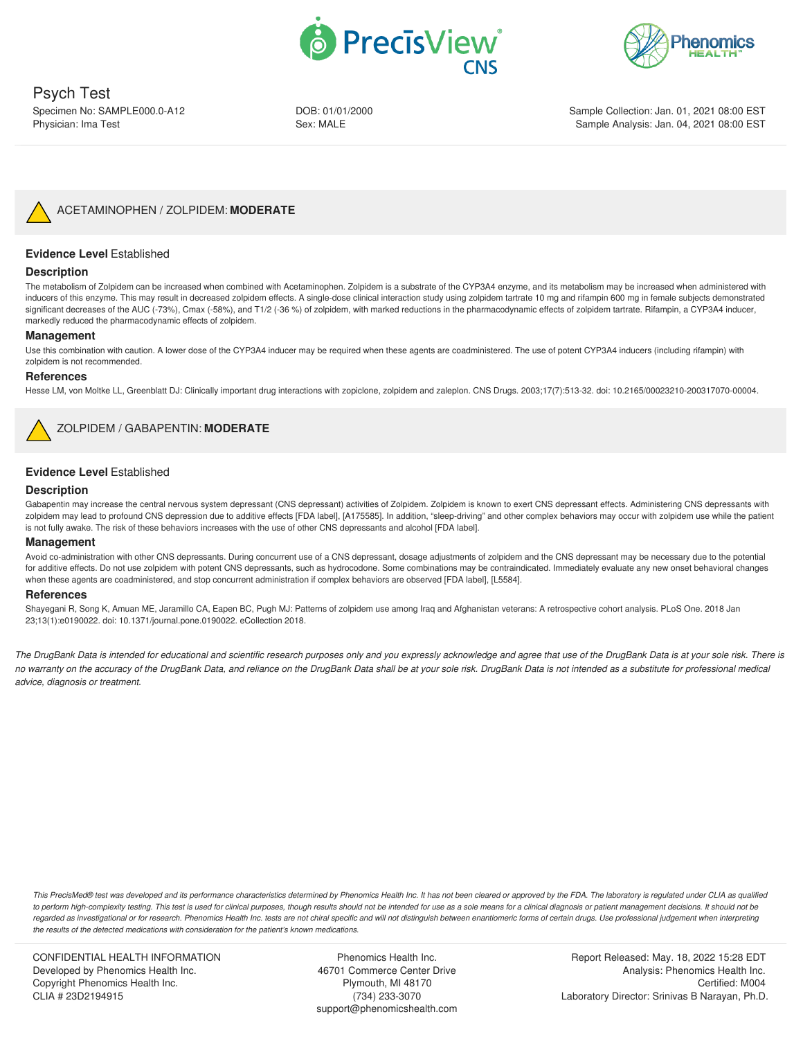# Psych Test

Specimen No: SAMPLE000.0-A12
Physician: Ima Test

DOB: 01/01/2000
Sex: MALE

Sample Collection: Jan. 01, 2021 08:00 EST
Sample Analysis: Jan. 04, 2021 08:00 EST

## ACETAMINOPHEN / ZOLPIDEM: **MODERATE**

**Evidence Level** Established

### Description

The metabolism of Zolpidem can be increased when combined with Acetaminophen. Zolpidem is a substrate of the CYP3A4 enzyme, and its metabolism may be increased when administered with inducers of this enzyme. This may result in decreased zolpidem effects. A single-dose clinical interaction study using zolpidem tartrate 10 mg and rifampin 600 mg in female subjects demonstrated significant decreases of the AUC (-73%), Cmax (-58%), and T1/2 (-36 %) of zolpidem, with marked reductions in the pharmacodynamic effects of zolpidem tartrate. Rifampin, a CYP3A4 inducer, markedly reduced the pharmacodynamic effects of zolpidem.

### Management

Use this combination with caution. A lower dose of the CYP3A4 inducer may be required when these agents are coadministered. The use of potent CYP3A4 inducers (including rifampin) with zolpidem is not recommended.

### References

Hesse LM, von Moltke LL, Greenblatt DJ: Clinically important drug interactions with zopiclone, zolpidem and zaleplon. CNS Drugs. 2003;17(7):513-32. doi: 10.2165/00023210-200317070-00004.

## ZOLPIDEM / GABAPENTIN: **MODERATE**

**Evidence Level** Established

### Description

Gabapentin may increase the central nervous system depressant (CNS depressant) activities of Zolpidem. Zolpidem is known to exert CNS depressant effects. Administering CNS depressants with zolpidem may lead to profound CNS depression due to additive effects [FDA label], [A175585]. In addition, "sleep-driving" and other complex behaviors may occur with zolpidem use while the patient is not fully awake. The risk of these behaviors increases with the use of other CNS depressants and alcohol [FDA label].

### Management

Avoid co-administration with other CNS depressants. During concurrent use of a CNS depressant, dosage adjustments of zolpidem and the CNS depressant may be necessary due to the potential for additive effects. Do not use zolpidem with potent CNS depressants, such as hydrocodone. Some combinations may be contraindicated. Immediately evaluate any new onset behavioral changes when these agents are coadministered, and stop concurrent administration if complex behaviors are observed [FDA label], [L5584].

### References

Shayegani R, Song K, Amuan ME, Jaramillo CA, Eapen BC, Pugh MJ: Patterns of zolpidem use among Iraq and Afghanistan veterans: A retrospective cohort analysis. PLoS One. 2018 Jan 23;13(1):e0190022. doi: 10.1371/journal.pone.0190022. eCollection 2018.

*The DrugBank Data is intended for educational and scientific research purposes only and you expressly acknowledge and agree that use of the DrugBank Data is at your sole risk. There is no warranty on the accuracy of the DrugBank Data, and reliance on the DrugBank Data shall be at your sole risk. DrugBank Data is not intended as a substitute for professional medical advice, diagnosis or treatment.*

*This PrecisMed® test was developed and its performance characteristics determined by Phenomics Health Inc. It has not been cleared or approved by the FDA. The laboratory is regulated under CLIA as qualified to perform high-complexity testing. This test is used for clinical purposes, though results should not be intended for use as a sole means for a clinical diagnosis or patient management decisions. It should not be regarded as investigational or for research. Phenomics Health Inc. tests are not chiral specific and will not distinguish between enantiomeric forms of certain drugs. Use professional judgement when interpreting the results of the detected medications with consideration for the patient's known medications.*

CONFIDENTIAL HEALTH INFORMATION
Developed by Phenomics Health Inc.
Copyright Phenomics Health Inc.
CLIA # 23D2194915

Phenomics Health Inc.
46701 Commerce Center Drive
Plymouth, MI 48170
(734) 233-3070
support@phenomicshealth.com

Report Released: May. 18, 2022 15:28 EDT
Analysis: Phenomics Health Inc.
Certified: M004
Laboratory Director: Srinivas B Narayan, Ph.D.